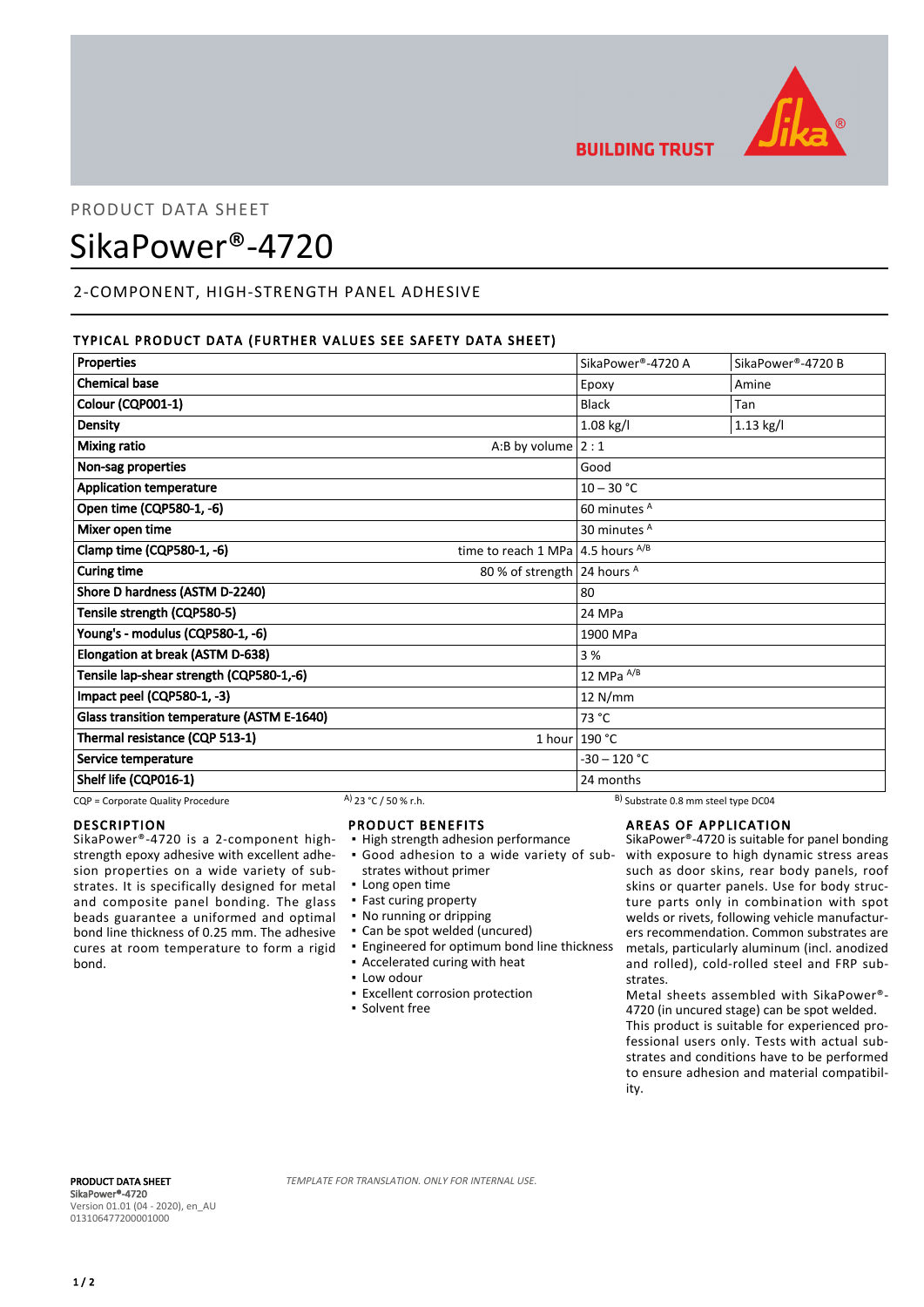PRODUCT DATA SHEET

# SikaPower®-4720

## 2-COMPONENT, HIGH-STRENGTH PANEL ADHESIVE

### TYPICAL PRODUCT DATA (FURTHER VALUES SEE SAFETY DATA SHEET)

| Properties | | SikaPower®-4720 A | SikaPower®-4720 B |
|---|---|---|---|
| Chemical base | | Epoxy | Amine |
| Colour (CQP001-1) | | Black | Tan |
| Density | | 1.08 kg/l | 1.13 kg/l |
| Mixing ratio | A:B by volume | 2 : 1 | |
| Non-sag properties | | Good | |
| Application temperature | | 10 – 30 °C | |
| Open time (CQP580-1, -6) | | 60 minutes [A] | |
| Mixer open time | | 30 minutes [A] | |
| Clamp time (CQP580-1, -6) | time to reach 1 MPa | 4.5 hours [A/B] | |
| Curing time | 80 % of strength | 24 hours [A] | |
| Shore D hardness (ASTM D-2240) | | 80 | |
| Tensile strength (CQP580-5) | | 24 MPa | |
| Young's - modulus (CQP580-1, -6) | | 1900 MPa | |
| Elongation at break (ASTM D-638) | | 3 % | |
| Tensile lap-shear strength (CQP580-1,-6) | | 12 MPa [A/B] | |
| Impact peel (CQP580-1, -3) | | 12 N/mm | |
| Glass transition temperature (ASTM E-1640) | | 73 °C | |
| Thermal resistance (CQP 513-1) | 1 hour | 190 °C | |
| Service temperature | | -30 – 120 °C | |
| Shelf life (CQP016-1) | | 24 months | |

CQP = Corporate Quality Procedure    A) 23 °C / 50 % r.h.    B) Substrate 0.8 mm steel type DC04

### DESCRIPTION

SikaPower®-4720 is a 2-component high-strength epoxy adhesive with excellent adhesion properties on a wide variety of substrates. It is specifically designed for metal and composite panel bonding. The glass beads guarantee a uniformed and optimal bond line thickness of 0.25 mm. The adhesive cures at room temperature to form a rigid bond.

### PRODUCT BENEFITS

- High strength adhesion performance
- Good adhesion to a wide variety of substrates without primer
- Long open time
- Fast curing property
- No running or dripping
- Can be spot welded (uncured)
- Engineered for optimum bond line thickness
- Accelerated curing with heat
- Low odour
- Excellent corrosion protection
- Solvent free

### AREAS OF APPLICATION

SikaPower®-4720 is suitable for panel bonding with exposure to high dynamic stress areas such as door skins, rear body panels, roof skins or quarter panels. Use for body structure parts only in combination with spot welds or rivets, following vehicle manufacturers recommendation. Common substrates are metals, particularly aluminum (incl. anodized and rolled), cold-rolled steel and FRP substrates.

Metal sheets assembled with SikaPower®-4720 (in uncured stage) can be spot welded.

This product is suitable for experienced professional users only. Tests with actual substrates and conditions have to be performed to ensure adhesion and material compatibility.

**PRODUCT DATA SHEET**
**SikaPower®-4720**
Version 01.01 (04 - 2020), en_AU
013106477200001000

*TEMPLATE FOR TRANSLATION. ONLY FOR INTERNAL USE.*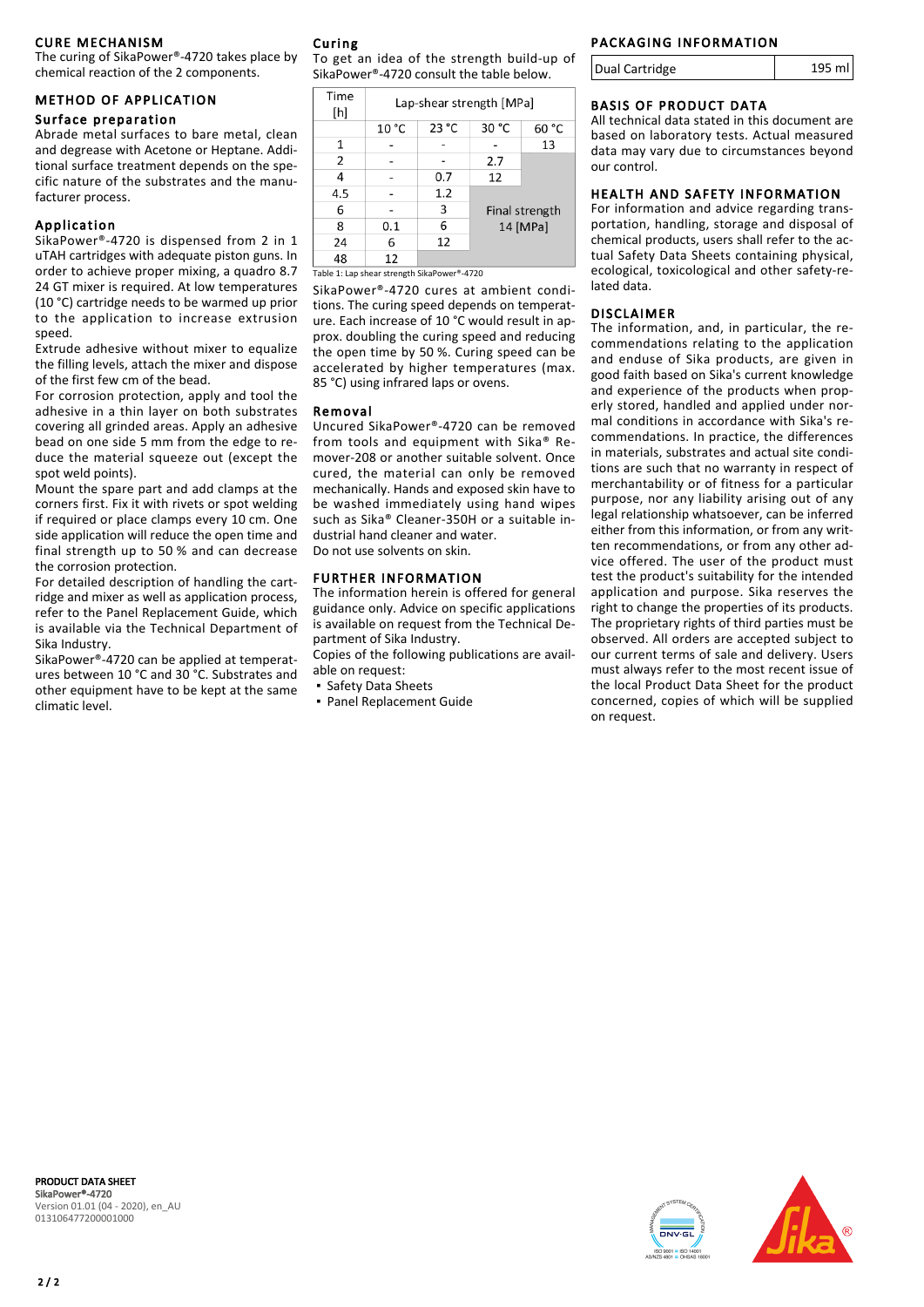## CURE MECHANISM

The curing of SikaPower®-4720 takes place by chemical reaction of the 2 components.

## METHOD OF APPLICATION

### Surface preparation

Abrade metal surfaces to bare metal, clean and degrease with Acetone or Heptane. Additional surface treatment depends on the specific nature of the substrates and the manufacturer process.

### Application

SikaPower®-4720 is dispensed from 2 in 1 uTAH cartridges with adequate piston guns. In order to achieve proper mixing, a quadro 8.7 24 GT mixer is required. At low temperatures (10 °C) cartridge needs to be warmed up prior to the application to increase extrusion speed.

Extrude adhesive without mixer to equalize the filling levels, attach the mixer and dispose of the first few cm of the bead.

For corrosion protection, apply and tool the adhesive in a thin layer on both substrates covering all grinded areas. Apply an adhesive bead on one side 5 mm from the edge to reduce the material squeeze out (except the spot weld points).

Mount the spare part and add clamps at the corners first. Fix it with rivets or spot welding if required or place clamps every 10 cm. One side application will reduce the open time and final strength up to 50 % and can decrease the corrosion protection.

For detailed description of handling the cartridge and mixer as well as application process, refer to the Panel Replacement Guide, which is available via the Technical Department of Sika Industry.

SikaPower®-4720 can be applied at temperatures between 10 °C and 30 °C. Substrates and other equipment have to be kept at the same climatic level.

### Curing

To get an idea of the strength build-up of SikaPower®-4720 consult the table below.

| Time [h] | Lap-shear strength [MPa] | | | |
|---|---|---|---|---|
| | 10 °C | 23 °C | 30 °C | 60 °C |
| 1 | - | - | - | 13 |
| 2 | - | - | 2.7 | |
| 4 | - | 0.7 | 12 | |
| 4.5 | - | 1.2 | Final strength 14 [MPa] | |
| 6 | - | 3 | | |
| 8 | 0.1 | 6 | | |
| 24 | 6 | 12 | | |
| 48 | 12 | | | |

Table 1: Lap shear strength SikaPower®-4720

SikaPower®-4720 cures at ambient conditions. The curing speed depends on temperature. Each increase of 10 °C would result in approx. doubling the curing speed and reducing the open time by 50 %. Curing speed can be accelerated by higher temperatures (max. 85 °C) using infrared laps or ovens.

### Removal

Uncured SikaPower®-4720 can be removed from tools and equipment with Sika® Remover-208 or another suitable solvent. Once cured, the material can only be removed mechanically. Hands and exposed skin have to be washed immediately using hand wipes such as Sika® Cleaner-350H or a suitable industrial hand cleaner and water.

Do not use solvents on skin.

## FURTHER INFORMATION

The information herein is offered for general guidance only. Advice on specific applications is available on request from the Technical Department of Sika Industry.

Copies of the following publications are available on request:

- Safety Data Sheets
- Panel Replacement Guide

## PACKAGING INFORMATION

| | |
|---|---|
| Dual Cartridge | 195 ml |

## BASIS OF PRODUCT DATA

All technical data stated in this document are based on laboratory tests. Actual measured data may vary due to circumstances beyond our control.

## HEALTH AND SAFETY INFORMATION

For information and advice regarding transportation, handling, storage and disposal of chemical products, users shall refer to the actual Safety Data Sheets containing physical, ecological, toxicological and other safety-related data.

## DISCLAIMER

The information, and, in particular, the recommendations relating to the application and enduse of Sika products, are given in good faith based on Sika's current knowledge and experience of the products when properly stored, handled and applied under normal conditions in accordance with Sika's recommendations. In practice, the differences in materials, substrates and actual site conditions are such that no warranty in respect of merchantability or of fitness for a particular purpose, nor any liability arising out of any legal relationship whatsoever, can be inferred either from this information, or from any written recommendations, or from any other advice offered. The user of the product must test the product's suitability for the intended application and purpose. Sika reserves the right to change the properties of its products. The proprietary rights of third parties must be observed. All orders are accepted subject to our current terms of sale and delivery. Users must always refer to the most recent issue of the local Product Data Sheet for the product concerned, copies of which will be supplied on request.

**PRODUCT DATA SHEET**
**SikaPower®-4720**
Version 01.01 (04 - 2020), en_AU
013106477200001000